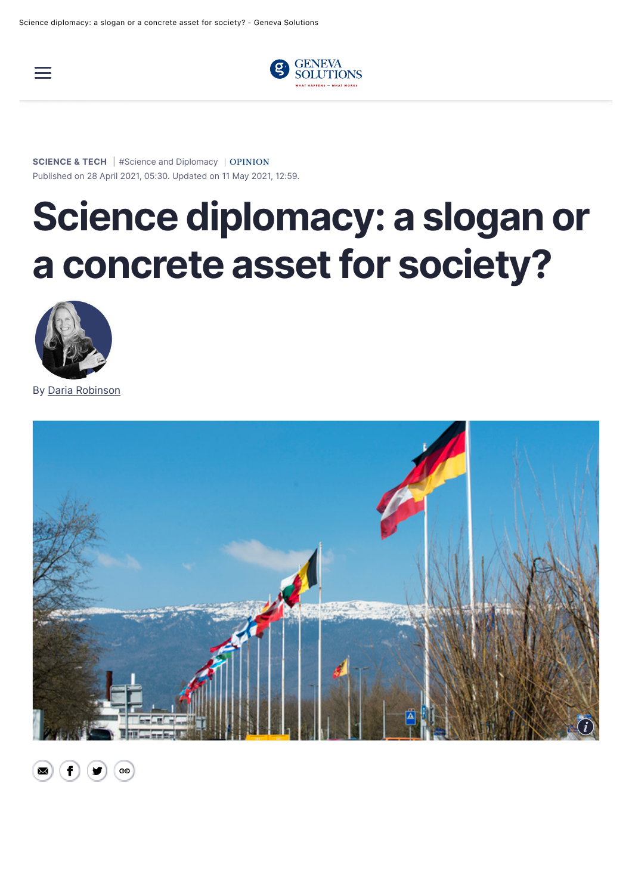SCIENCE & TECH | #Science and Diplomacy | OPINION

Published on 28 April 2021, 05:30. Updated on 11 May 2021, 12:59.

# Science diplomacy: a slogan or a concrete asset for society?

By Daria Robinson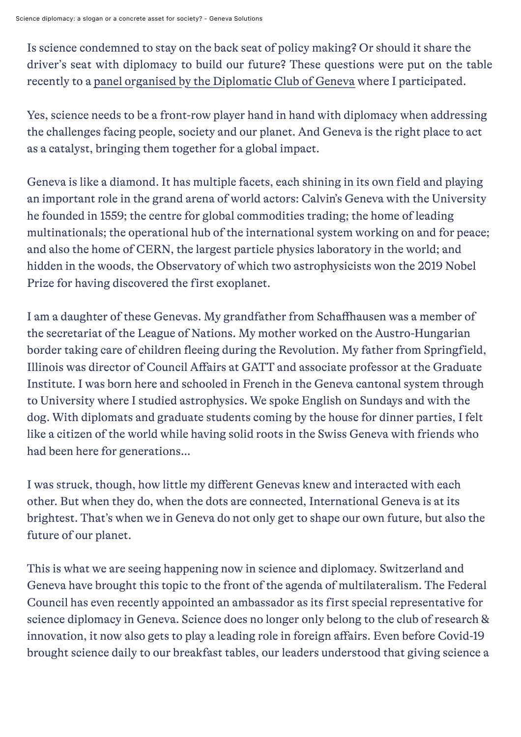Is science condemned to stay on the back seat of policy making? Or should it share the driver's seat with diplomacy to build our future? These questions were put on the table recently to a panel organised by the Diplomatic Club of Geneva where I participated.

Yes, science needs to be a front-row player hand in hand with diplomacy when addressing the challenges facing people, society and our planet. And Geneva is the right place to act as a catalyst, bringing them together for a global impact.

Geneva is like a diamond. It has multiple facets, each shining in its own field and playing an important role in the grand arena of world actors: Calvin's Geneva with the University he founded in 1559; the centre for global commodities trading; the home of leading multinationals; the operational hub of the international system working on and for peace; and also the home of CERN, the largest particle physics laboratory in the world; and hidden in the woods, the Observatory of which two astrophysicists won the 2019 Nobel Prize for having discovered the first exoplanet.

I am a daughter of these Genevas. My grandfather from Schaffhausen was a member of the secretariat of the League of Nations. My mother worked on the Austro-Hungarian border taking care of children fleeing during the Revolution. My father from Springfield, Illinois was director of Council Affairs at GATT and associate professor at the Graduate Institute. I was born here and schooled in French in the Geneva cantonal system through to University where I studied astrophysics. We spoke English on Sundays and with the dog. With diplomats and graduate students coming by the house for dinner parties, I felt like a citizen of the world while having solid roots in the Swiss Geneva with friends who had been here for generations…

I was struck, though, how little my different Genevas knew and interacted with each other. But when they do, when the dots are connected, International Geneva is at its brightest. That's when we in Geneva do not only get to shape our own future, but also the future of our planet.

This is what we are seeing happening now in science and diplomacy. Switzerland and Geneva have brought this topic to the front of the agenda of multilateralism. The Federal Council has even recently appointed an ambassador as its first special representative for science diplomacy in Geneva. Science does no longer only belong to the club of research & innovation, it now also gets to play a leading role in foreign affairs. Even before Covid-19 brought science daily to our breakfast tables, our leaders understood that giving science a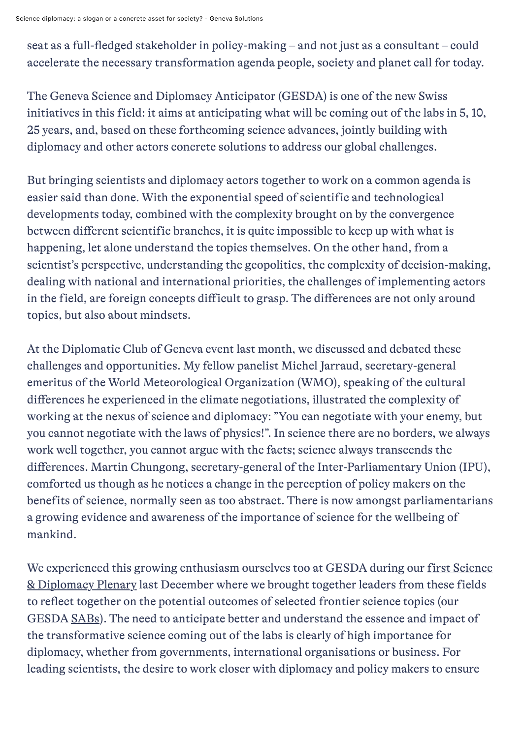seat as a full-fledged stakeholder in policy-making – and not just as a consultant – could accelerate the necessary transformation agenda people, society and planet call for today.

The Geneva Science and Diplomacy Anticipator (GESDA) is one of the new Swiss initiatives in this field: it aims at anticipating what will be coming out of the labs in 5, 10, 25 years, and, based on these forthcoming science advances, jointly building with diplomacy and other actors concrete solutions to address our global challenges.

But bringing scientists and diplomacy actors together to work on a common agenda is easier said than done. With the exponential speed of scientific and technological developments today, combined with the complexity brought on by the convergence between different scientific branches, it is quite impossible to keep up with what is happening, let alone understand the topics themselves. On the other hand, from a scientist's perspective, understanding the geopolitics, the complexity of decision-making, dealing with national and international priorities, the challenges of implementing actors in the field, are foreign concepts difficult to grasp. The differences are not only around topics, but also about mindsets.

At the Diplomatic Club of Geneva event last month, we discussed and debated these challenges and opportunities. My fellow panelist Michel Jarraud, secretary-general emeritus of the World Meteorological Organization (WMO), speaking of the cultural differences he experienced in the climate negotiations, illustrated the complexity of working at the nexus of science and diplomacy: "You can negotiate with your enemy, but you cannot negotiate with the laws of physics!". In science there are no borders, we always work well together, you cannot argue with the facts; science always transcends the differences. Martin Chungong, secretary-general of the Inter-Parliamentary Union (IPU), comforted us though as he notices a change in the perception of policy makers on the benefits of science, normally seen as too abstract. There is now amongst parliamentarians a growing evidence and awareness of the importance of science for the wellbeing of mankind.

We experienced this growing enthusiasm ourselves too at GESDA during our first Science & Diplomacy Plenary last December where we brought together leaders from these fields to reflect together on the potential outcomes of selected frontier science topics (our GESDA SABs). The need to anticipate better and understand the essence and impact of the transformative science coming out of the labs is clearly of high importance for diplomacy, whether from governments, international organisations or business. For leading scientists, the desire to work closer with diplomacy and policy makers to ensure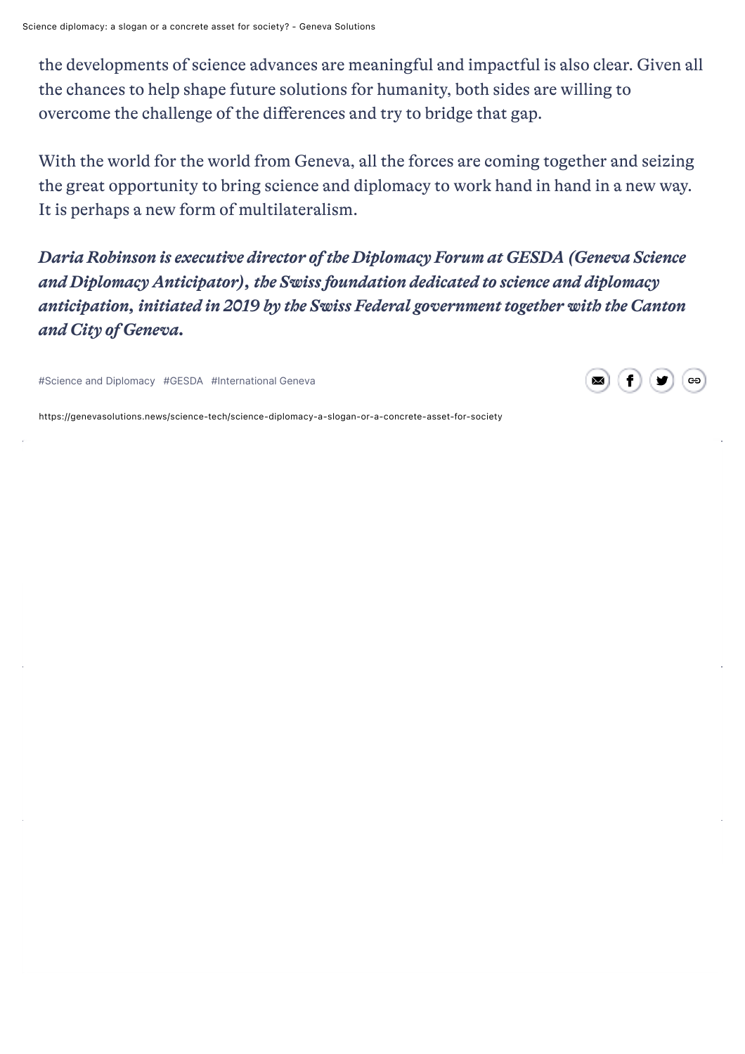the developments of science advances are meaningful and impactful is also clear. Given all the chances to help shape future solutions for humanity, both sides are willing to overcome the challenge of the differences and try to bridge that gap.

With the world for the world from Geneva, all the forces are coming together and seizing the great opportunity to bring science and diplomacy to work hand in hand in a new way. It is perhaps a new form of multilateralism.

***Daria Robinson is executive director of the Diplomacy Forum at GESDA (Geneva Science and Diplomacy Anticipator), the Swiss foundation dedicated to science and diplomacy anticipation, initiated in 2019 by the Swiss Federal government together with the Canton and City of Geneva.***

#Science and Diplomacy #GESDA #International Geneva

https://genevasolutions.news/science-tech/science-diplomacy-a-slogan-or-a-concrete-asset-for-society